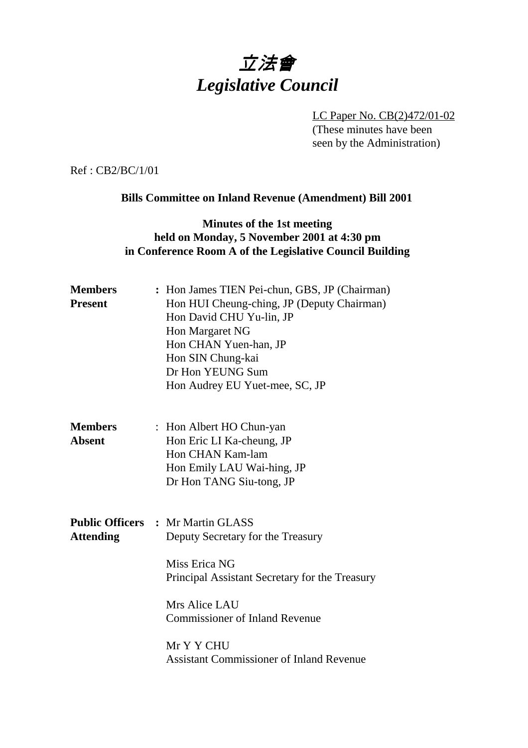# 立法會
# *Legislative Council*

LC Paper No. CB(2)472/01-02
(These minutes have been seen by the Administration)

Ref : CB2/BC/1/01

**Bills Committee on Inland Revenue (Amendment) Bill 2001**

**Minutes of the 1st meeting held on Monday, 5 November 2001 at 4:30 pm in Conference Room A of the Legislative Council Building**

**Members Present** : Hon James TIEN Pei-chun, GBS, JP (Chairman)
Hon HUI Cheung-ching, JP (Deputy Chairman)
Hon David CHU Yu-lin, JP
Hon Margaret NG
Hon CHAN Yuen-han, JP
Hon SIN Chung-kai
Dr Hon YEUNG Sum
Hon Audrey EU Yuet-mee, SC, JP

**Members Absent** : Hon Albert HO Chun-yan
Hon Eric LI Ka-cheung, JP
Hon CHAN Kam-lam
Hon Emily LAU Wai-hing, JP
Dr Hon TANG Siu-tong, JP

**Public Officers Attending** : Mr Martin GLASS
Deputy Secretary for the Treasury

Miss Erica NG
Principal Assistant Secretary for the Treasury

Mrs Alice LAU
Commissioner of Inland Revenue

Mr Y Y CHU
Assistant Commissioner of Inland Revenue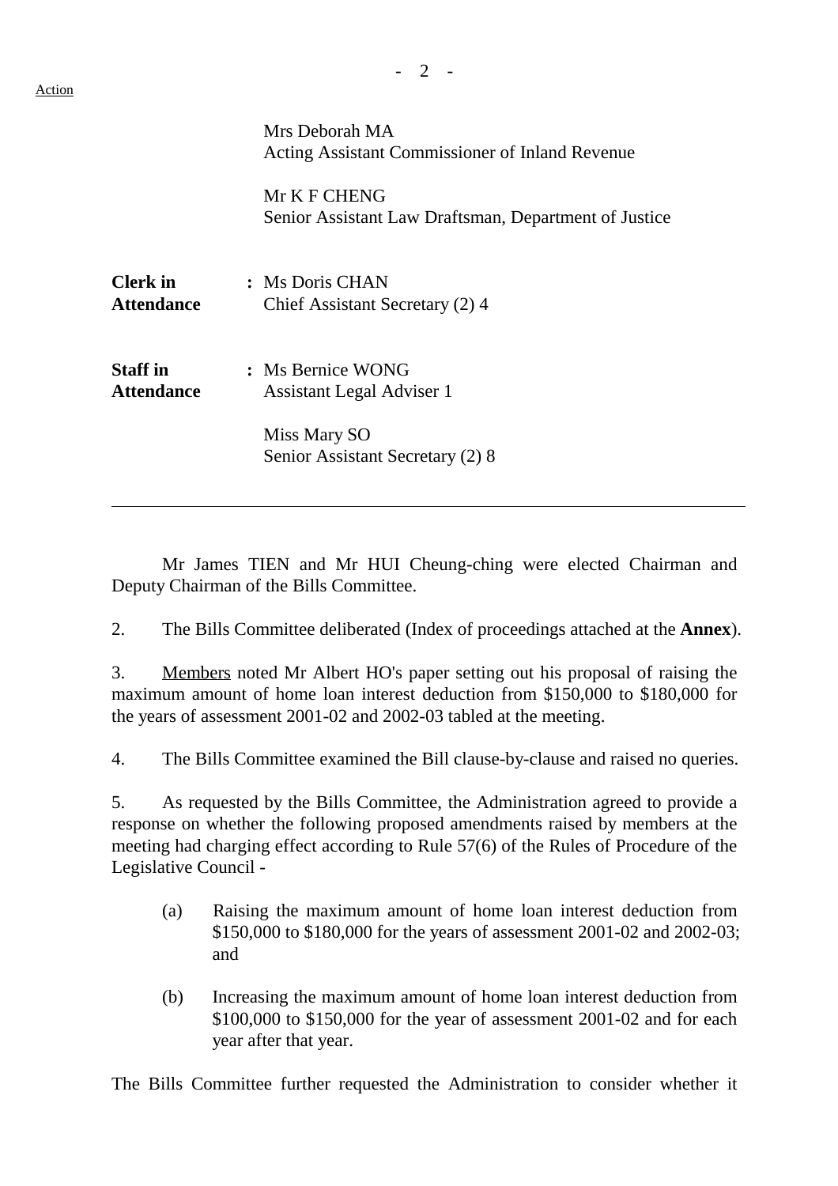Action

Mrs Deborah MA
Acting Assistant Commissioner of Inland Revenue

Mr K F CHENG
Senior Assistant Law Draftsman, Department of Justice

**Clerk in Attendance** : Ms Doris CHAN
Chief Assistant Secretary (2) 4

**Staff in Attendance** : Ms Bernice WONG
Assistant Legal Adviser 1

Miss Mary SO
Senior Assistant Secretary (2) 8

---

Mr James TIEN and Mr HUI Cheung-ching were elected Chairman and Deputy Chairman of the Bills Committee.

2. The Bills Committee deliberated (Index of proceedings attached at the **Annex**).

3. Members noted Mr Albert HO's paper setting out his proposal of raising the maximum amount of home loan interest deduction from $150,000 to $180,000 for the years of assessment 2001-02 and 2002-03 tabled at the meeting.

4. The Bills Committee examined the Bill clause-by-clause and raised no queries.

5. As requested by the Bills Committee, the Administration agreed to provide a response on whether the following proposed amendments raised by members at the meeting had charging effect according to Rule 57(6) of the Rules of Procedure of the Legislative Council -

(a) Raising the maximum amount of home loan interest deduction from $150,000 to $180,000 for the years of assessment 2001-02 and 2002-03; and

(b) Increasing the maximum amount of home loan interest deduction from $100,000 to $150,000 for the year of assessment 2001-02 and for each year after that year.

The Bills Committee further requested the Administration to consider whether it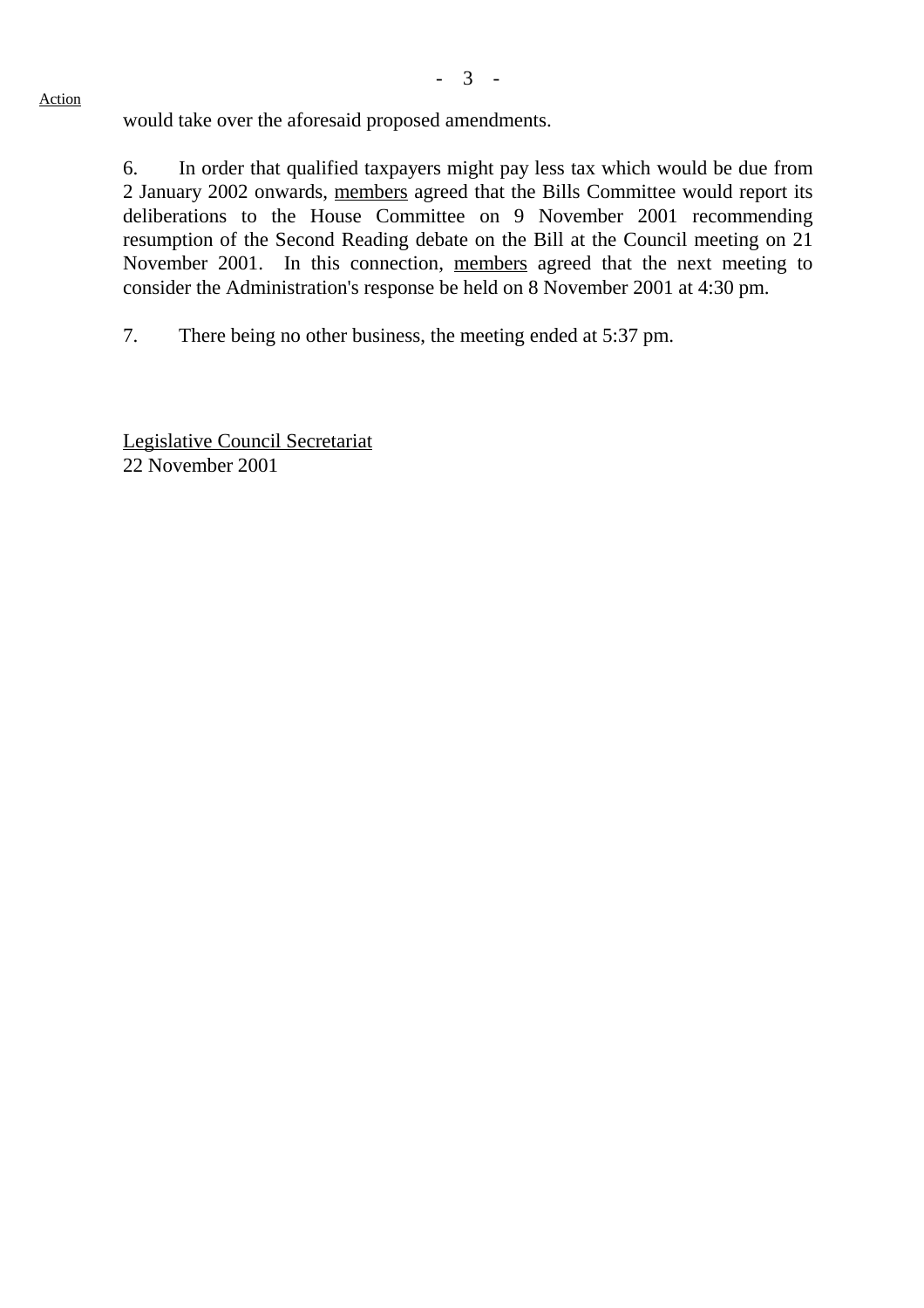Action

would take over the aforesaid proposed amendments.

6. In order that qualified taxpayers might pay less tax which would be due from 2 January 2002 onwards, members agreed that the Bills Committee would report its deliberations to the House Committee on 9 November 2001 recommending resumption of the Second Reading debate on the Bill at the Council meeting on 21 November 2001. In this connection, members agreed that the next meeting to consider the Administration's response be held on 8 November 2001 at 4:30 pm.

7. There being no other business, the meeting ended at 5:37 pm.

Legislative Council Secretariat
22 November 2001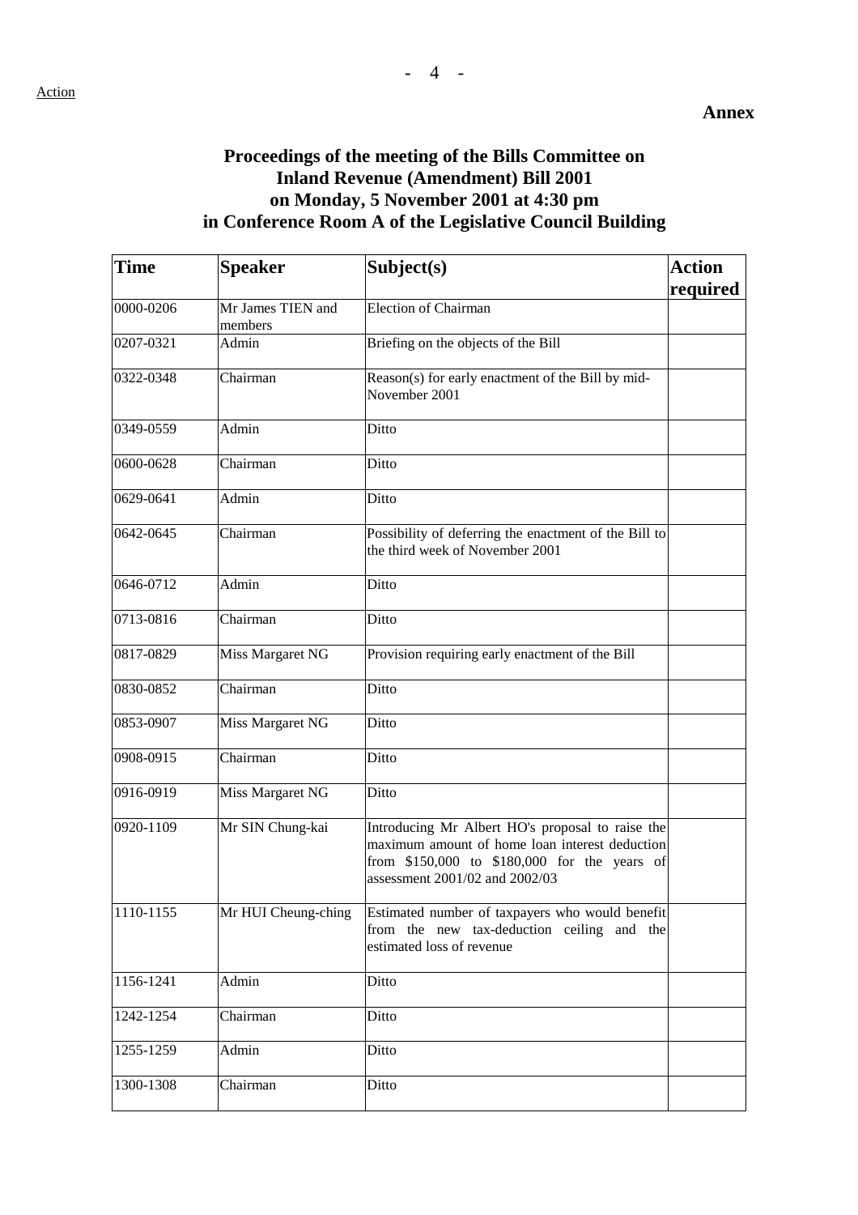**Annex**

## Proceedings of the meeting of the Bills Committee on Inland Revenue (Amendment) Bill 2001 on Monday, 5 November 2001 at 4:30 pm in Conference Room A of the Legislative Council Building

| Time | Speaker | Subject(s) | Action required |
|---|---|---|---|
| 0000-0206 | Mr James TIEN and members | Election of Chairman | |
| 0207-0321 | Admin | Briefing on the objects of the Bill | |
| 0322-0348 | Chairman | Reason(s) for early enactment of the Bill by mid-November 2001 | |
| 0349-0559 | Admin | Ditto | |
| 0600-0628 | Chairman | Ditto | |
| 0629-0641 | Admin | Ditto | |
| 0642-0645 | Chairman | Possibility of deferring the enactment of the Bill to the third week of November 2001 | |
| 0646-0712 | Admin | Ditto | |
| 0713-0816 | Chairman | Ditto | |
| 0817-0829 | Miss Margaret NG | Provision requiring early enactment of the Bill | |
| 0830-0852 | Chairman | Ditto | |
| 0853-0907 | Miss Margaret NG | Ditto | |
| 0908-0915 | Chairman | Ditto | |
| 0916-0919 | Miss Margaret NG | Ditto | |
| 0920-1109 | Mr SIN Chung-kai | Introducing Mr Albert HO's proposal to raise the maximum amount of home loan interest deduction from $150,000 to $180,000 for the years of assessment 2001/02 and 2002/03 | |
| 1110-1155 | Mr HUI Cheung-ching | Estimated number of taxpayers who would benefit from the new tax-deduction ceiling and the estimated loss of revenue | |
| 1156-1241 | Admin | Ditto | |
| 1242-1254 | Chairman | Ditto | |
| 1255-1259 | Admin | Ditto | |
| 1300-1308 | Chairman | Ditto | |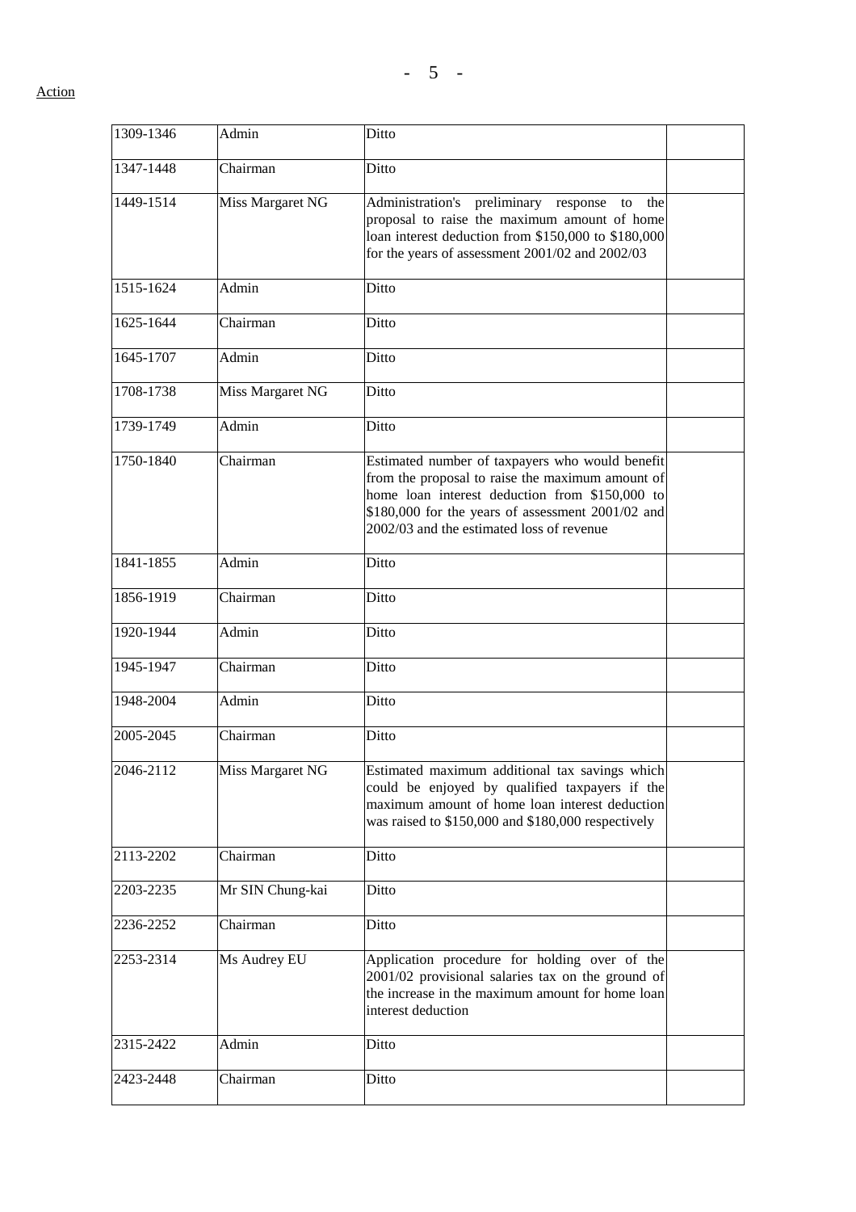Action

| 1309-1346 | Admin | Ditto | |
|---|---|---|---|
| 1347-1448 | Chairman | Ditto | |
| 1449-1514 | Miss Margaret NG | Administration's preliminary response to the proposal to raise the maximum amount of home loan interest deduction from $150,000 to $180,000 for the years of assessment 2001/02 and 2002/03 | |
| 1515-1624 | Admin | Ditto | |
| 1625-1644 | Chairman | Ditto | |
| 1645-1707 | Admin | Ditto | |
| 1708-1738 | Miss Margaret NG | Ditto | |
| 1739-1749 | Admin | Ditto | |
| 1750-1840 | Chairman | Estimated number of taxpayers who would benefit from the proposal to raise the maximum amount of home loan interest deduction from $150,000 to $180,000 for the years of assessment 2001/02 and 2002/03 and the estimated loss of revenue | |
| 1841-1855 | Admin | Ditto | |
| 1856-1919 | Chairman | Ditto | |
| 1920-1944 | Admin | Ditto | |
| 1945-1947 | Chairman | Ditto | |
| 1948-2004 | Admin | Ditto | |
| 2005-2045 | Chairman | Ditto | |
| 2046-2112 | Miss Margaret NG | Estimated maximum additional tax savings which could be enjoyed by qualified taxpayers if the maximum amount of home loan interest deduction was raised to $150,000 and $180,000 respectively | |
| 2113-2202 | Chairman | Ditto | |
| 2203-2235 | Mr SIN Chung-kai | Ditto | |
| 2236-2252 | Chairman | Ditto | |
| 2253-2314 | Ms Audrey EU | Application procedure for holding over of the 2001/02 provisional salaries tax on the ground of the increase in the maximum amount for home loan interest deduction | |
| 2315-2422 | Admin | Ditto | |
| 2423-2448 | Chairman | Ditto | |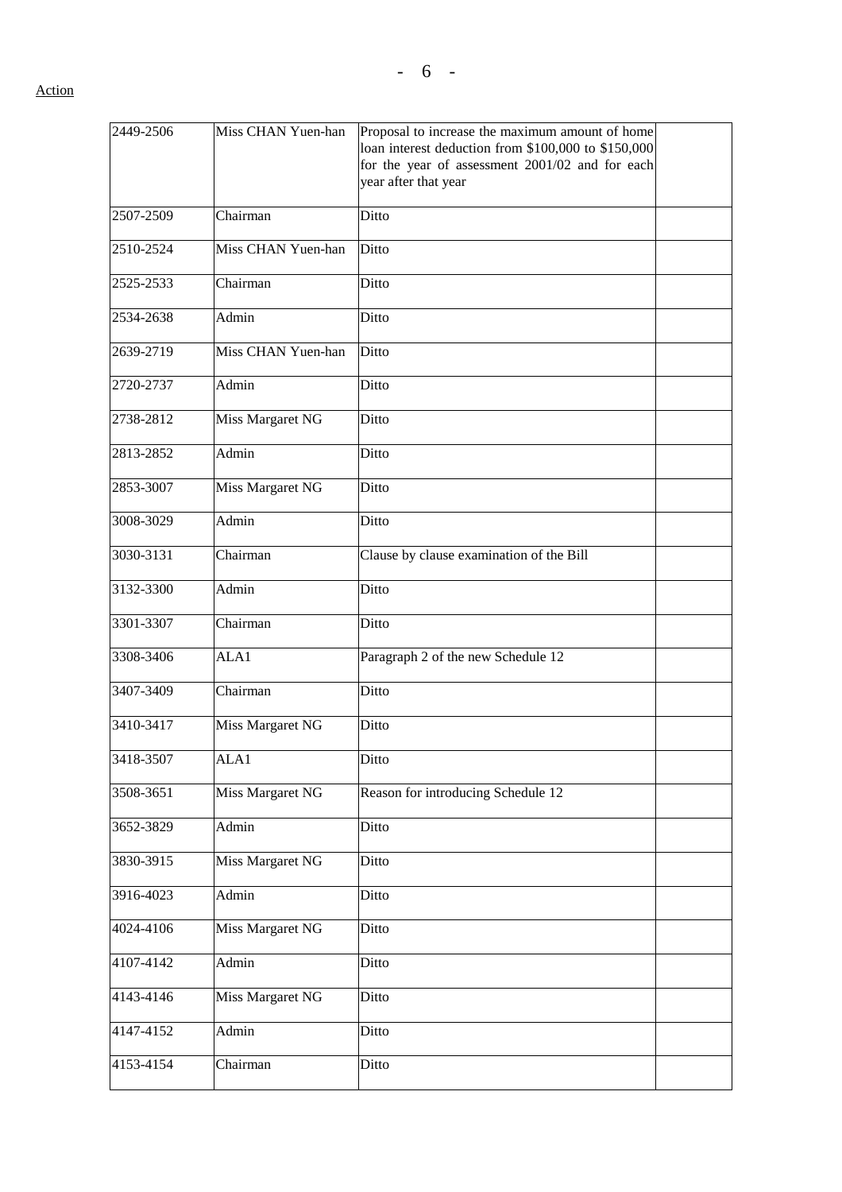Action

| | | | |
|---|---|---|---|
| 2449-2506 | Miss CHAN Yuen-han | Proposal to increase the maximum amount of home loan interest deduction from $100,000 to $150,000 for the year of assessment 2001/02 and for each year after that year | |
| 2507-2509 | Chairman | Ditto | |
| 2510-2524 | Miss CHAN Yuen-han | Ditto | |
| 2525-2533 | Chairman | Ditto | |
| 2534-2638 | Admin | Ditto | |
| 2639-2719 | Miss CHAN Yuen-han | Ditto | |
| 2720-2737 | Admin | Ditto | |
| 2738-2812 | Miss Margaret NG | Ditto | |
| 2813-2852 | Admin | Ditto | |
| 2853-3007 | Miss Margaret NG | Ditto | |
| 3008-3029 | Admin | Ditto | |
| 3030-3131 | Chairman | Clause by clause examination of the Bill | |
| 3132-3300 | Admin | Ditto | |
| 3301-3307 | Chairman | Ditto | |
| 3308-3406 | ALA1 | Paragraph 2 of the new Schedule 12 | |
| 3407-3409 | Chairman | Ditto | |
| 3410-3417 | Miss Margaret NG | Ditto | |
| 3418-3507 | ALA1 | Ditto | |
| 3508-3651 | Miss Margaret NG | Reason for introducing Schedule 12 | |
| 3652-3829 | Admin | Ditto | |
| 3830-3915 | Miss Margaret NG | Ditto | |
| 3916-4023 | Admin | Ditto | |
| 4024-4106 | Miss Margaret NG | Ditto | |
| 4107-4142 | Admin | Ditto | |
| 4143-4146 | Miss Margaret NG | Ditto | |
| 4147-4152 | Admin | Ditto | |
| 4153-4154 | Chairman | Ditto | |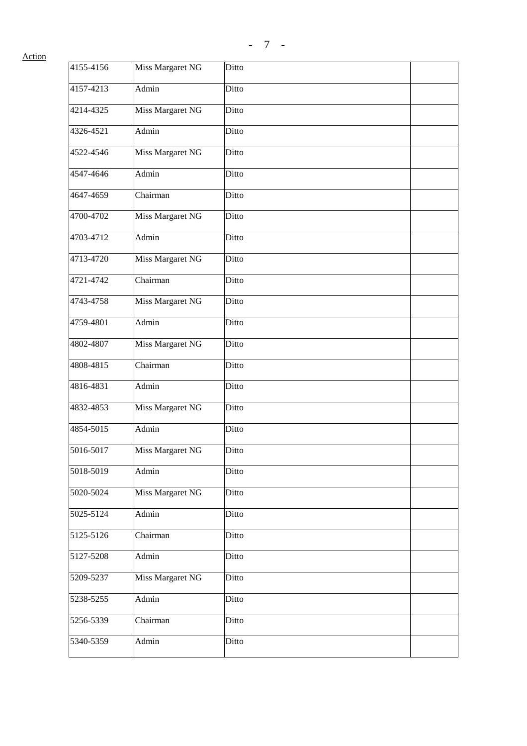Action

| | | | |
|---|---|---|---|
| 4155-4156 | Miss Margaret NG | Ditto | |
| 4157-4213 | Admin | Ditto | |
| 4214-4325 | Miss Margaret NG | Ditto | |
| 4326-4521 | Admin | Ditto | |
| 4522-4546 | Miss Margaret NG | Ditto | |
| 4547-4646 | Admin | Ditto | |
| 4647-4659 | Chairman | Ditto | |
| 4700-4702 | Miss Margaret NG | Ditto | |
| 4703-4712 | Admin | Ditto | |
| 4713-4720 | Miss Margaret NG | Ditto | |
| 4721-4742 | Chairman | Ditto | |
| 4743-4758 | Miss Margaret NG | Ditto | |
| 4759-4801 | Admin | Ditto | |
| 4802-4807 | Miss Margaret NG | Ditto | |
| 4808-4815 | Chairman | Ditto | |
| 4816-4831 | Admin | Ditto | |
| 4832-4853 | Miss Margaret NG | Ditto | |
| 4854-5015 | Admin | Ditto | |
| 5016-5017 | Miss Margaret NG | Ditto | |
| 5018-5019 | Admin | Ditto | |
| 5020-5024 | Miss Margaret NG | Ditto | |
| 5025-5124 | Admin | Ditto | |
| 5125-5126 | Chairman | Ditto | |
| 5127-5208 | Admin | Ditto | |
| 5209-5237 | Miss Margaret NG | Ditto | |
| 5238-5255 | Admin | Ditto | |
| 5256-5339 | Chairman | Ditto | |
| 5340-5359 | Admin | Ditto | |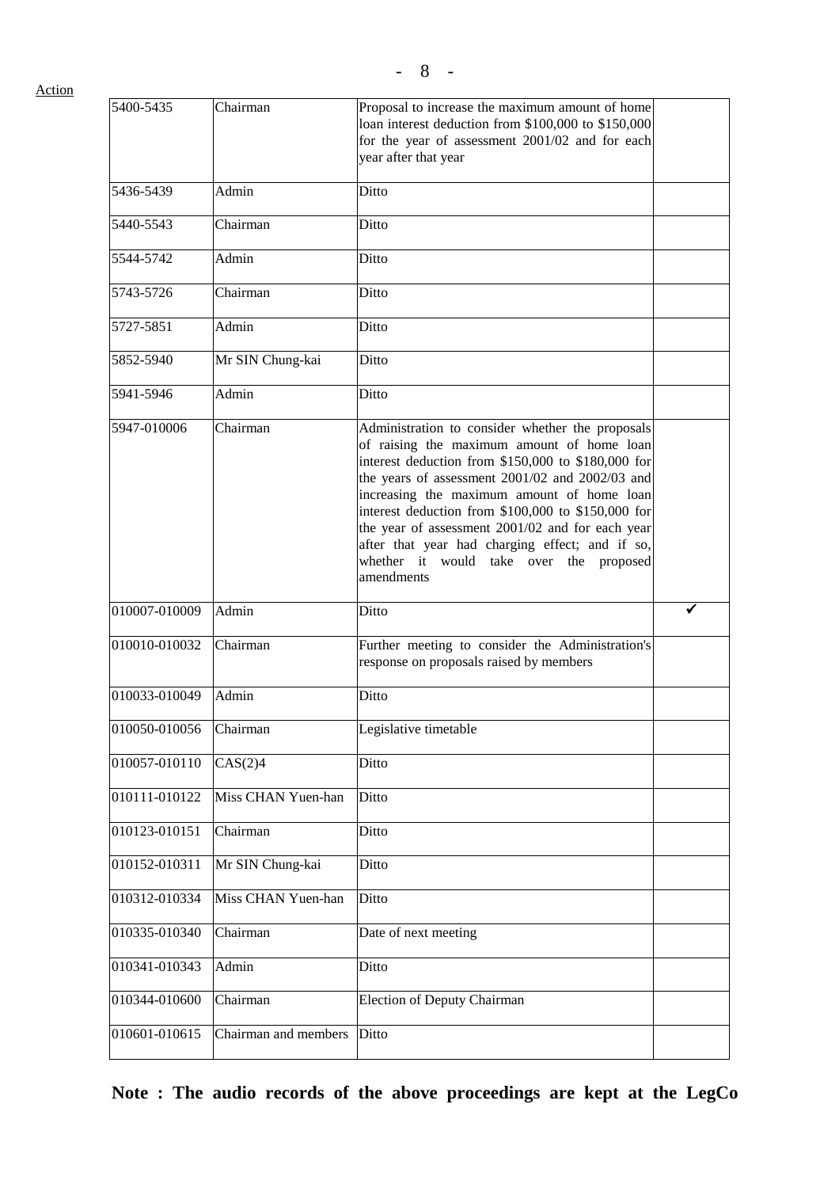Action

| | | | |
|---|---|---|---|
| 5400-5435 | Chairman | Proposal to increase the maximum amount of home loan interest deduction from $100,000 to $150,000 for the year of assessment 2001/02 and for each year after that year | |
| 5436-5439 | Admin | Ditto | |
| 5440-5543 | Chairman | Ditto | |
| 5544-5742 | Admin | Ditto | |
| 5743-5726 | Chairman | Ditto | |
| 5727-5851 | Admin | Ditto | |
| 5852-5940 | Mr SIN Chung-kai | Ditto | |
| 5941-5946 | Admin | Ditto | |
| 5947-010006 | Chairman | Administration to consider whether the proposals of raising the maximum amount of home loan interest deduction from $150,000 to $180,000 for the years of assessment 2001/02 and 2002/03 and increasing the maximum amount of home loan interest deduction from $100,000 to $150,000 for the year of assessment 2001/02 and for each year after that year had charging effect; and if so, whether it would take over the proposed amendments | |
| 010007-010009 | Admin | Ditto | ✔ |
| 010010-010032 | Chairman | Further meeting to consider the Administration's response on proposals raised by members | |
| 010033-010049 | Admin | Ditto | |
| 010050-010056 | Chairman | Legislative timetable | |
| 010057-010110 | CAS(2)4 | Ditto | |
| 010111-010122 | Miss CHAN Yuen-han | Ditto | |
| 010123-010151 | Chairman | Ditto | |
| 010152-010311 | Mr SIN Chung-kai | Ditto | |
| 010312-010334 | Miss CHAN Yuen-han | Ditto | |
| 010335-010340 | Chairman | Date of next meeting | |
| 010341-010343 | Admin | Ditto | |
| 010344-010600 | Chairman | Election of Deputy Chairman | |
| 010601-010615 | Chairman and members | Ditto | |

**Note : The audio records of the above proceedings are kept at the LegCo**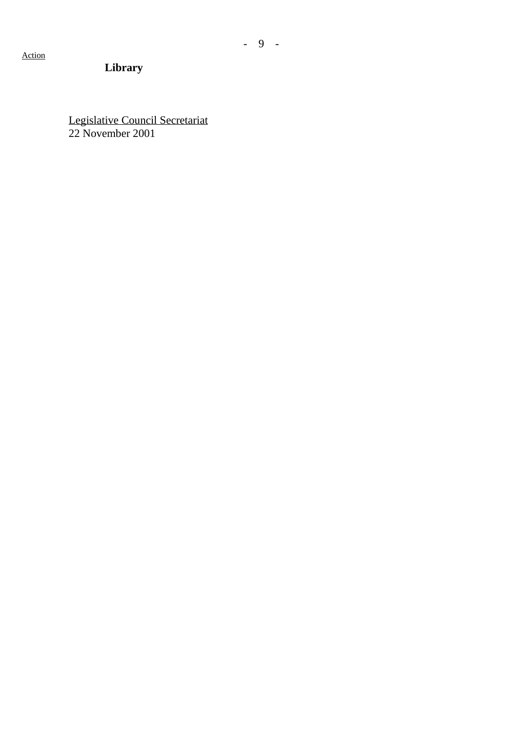Action

**Library**

Legislative Council Secretariat
22 November 2001